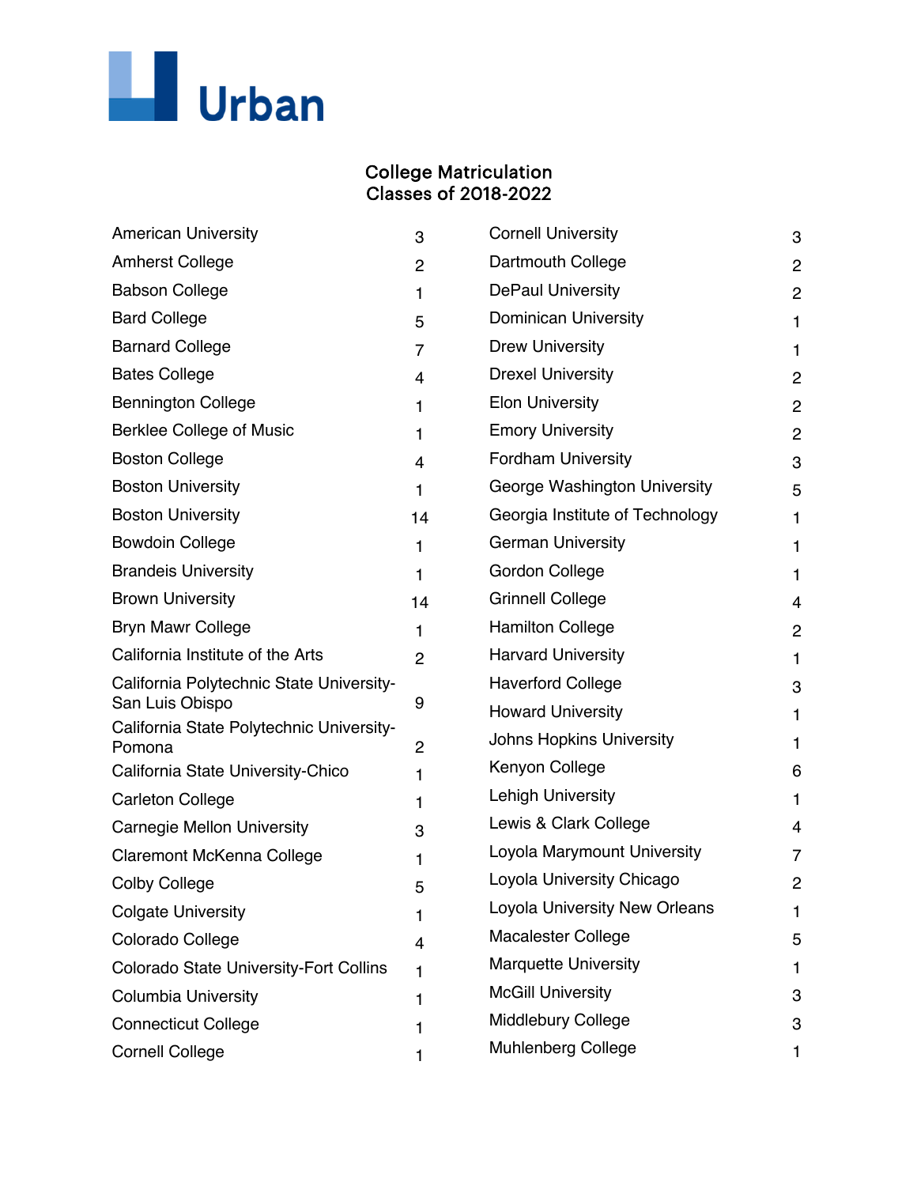Urban

## College Matriculation
## Classes of 2018-2022

| College | Count |
|---|---|
| American University | 3 |
| Amherst College | 2 |
| Babson College | 1 |
| Bard College | 5 |
| Barnard College | 7 |
| Bates College | 4 |
| Bennington College | 1 |
| Berklee College of Music | 1 |
| Boston College | 4 |
| Boston University | 1 |
| Boston University | 14 |
| Bowdoin College | 1 |
| Brandeis University | 1 |
| Brown University | 14 |
| Bryn Mawr College | 1 |
| California Institute of the Arts | 2 |
| California Polytechnic State University-San Luis Obispo | 9 |
| California State Polytechnic University-Pomona | 2 |
| California State University-Chico | 1 |
| Carleton College | 1 |
| Carnegie Mellon University | 3 |
| Claremont McKenna College | 1 |
| Colby College | 5 |
| Colgate University | 1 |
| Colorado College | 4 |
| Colorado State University-Fort Collins | 1 |
| Columbia University | 1 |
| Connecticut College | 1 |
| Cornell College | 1 |
| Cornell University | 3 |
| Dartmouth College | 2 |
| DePaul University | 2 |
| Dominican University | 1 |
| Drew University | 1 |
| Drexel University | 2 |
| Elon University | 2 |
| Emory University | 2 |
| Fordham University | 3 |
| George Washington University | 5 |
| Georgia Institute of Technology | 1 |
| German University | 1 |
| Gordon College | 1 |
| Grinnell College | 4 |
| Hamilton College | 2 |
| Harvard University | 1 |
| Haverford College | 3 |
| Howard University | 1 |
| Johns Hopkins University | 1 |
| Kenyon College | 6 |
| Lehigh University | 1 |
| Lewis & Clark College | 4 |
| Loyola Marymount University | 7 |
| Loyola University Chicago | 2 |
| Loyola University New Orleans | 1 |
| Macalester College | 5 |
| Marquette University | 1 |
| McGill University | 3 |
| Middlebury College | 3 |
| Muhlenberg College | 1 |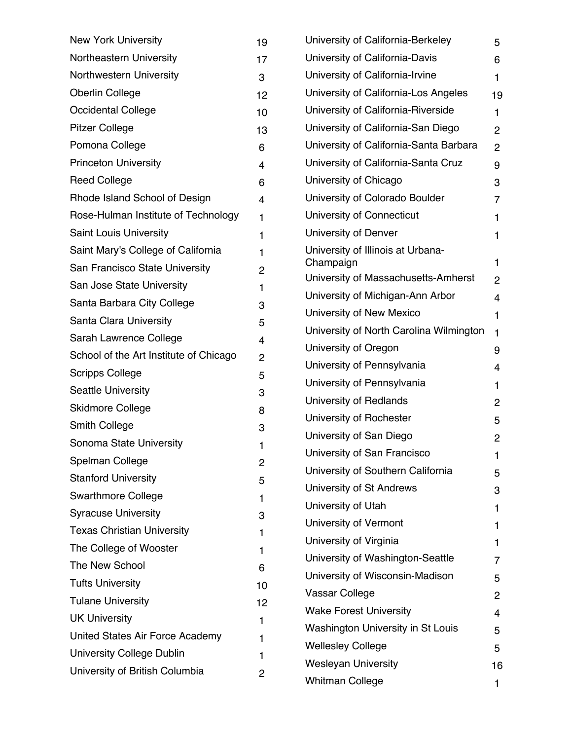| | |
|---|---|
| New York University | 19 |
| Northeastern University | 17 |
| Northwestern University | 3 |
| Oberlin College | 12 |
| Occidental College | 10 |
| Pitzer College | 13 |
| Pomona College | 6 |
| Princeton University | 4 |
| Reed College | 6 |
| Rhode Island School of Design | 4 |
| Rose-Hulman Institute of Technology | 1 |
| Saint Louis University | 1 |
| Saint Mary's College of California | 1 |
| San Francisco State University | 2 |
| San Jose State University | 1 |
| Santa Barbara City College | 3 |
| Santa Clara University | 5 |
| Sarah Lawrence College | 4 |
| School of the Art Institute of Chicago | 2 |
| Scripps College | 5 |
| Seattle University | 3 |
| Skidmore College | 8 |
| Smith College | 3 |
| Sonoma State University | 1 |
| Spelman College | 2 |
| Stanford University | 5 |
| Swarthmore College | 1 |
| Syracuse University | 3 |
| Texas Christian University | 1 |
| The College of Wooster | 1 |
| The New School | 6 |
| Tufts University | 10 |
| Tulane University | 12 |
| UK University | 1 |
| United States Air Force Academy | 1 |
| University College Dublin | 1 |
| University of British Columbia | 2 |
| University of California-Berkeley | 5 |
| University of California-Davis | 6 |
| University of California-Irvine | 1 |
| University of California-Los Angeles | 19 |
| University of California-Riverside | 1 |
| University of California-San Diego | 2 |
| University of California-Santa Barbara | 2 |
| University of California-Santa Cruz | 9 |
| University of Chicago | 3 |
| University of Colorado Boulder | 7 |
| University of Connecticut | 1 |
| University of Denver | 1 |
| University of Illinois at Urbana-Champaign | 1 |
| University of Massachusetts-Amherst | 2 |
| University of Michigan-Ann Arbor | 4 |
| University of New Mexico | 1 |
| University of North Carolina Wilmington | 1 |
| University of Oregon | 9 |
| University of Pennsylvania | 4 |
| University of Pennsylvania | 1 |
| University of Redlands | 2 |
| University of Rochester | 5 |
| University of San Diego | 2 |
| University of San Francisco | 1 |
| University of Southern California | 5 |
| University of St Andrews | 3 |
| University of Utah | 1 |
| University of Vermont | 1 |
| University of Virginia | 1 |
| University of Washington-Seattle | 7 |
| University of Wisconsin-Madison | 5 |
| Vassar College | 2 |
| Wake Forest University | 4 |
| Washington University in St Louis | 5 |
| Wellesley College | 5 |
| Wesleyan University | 16 |
| Whitman College | 1 |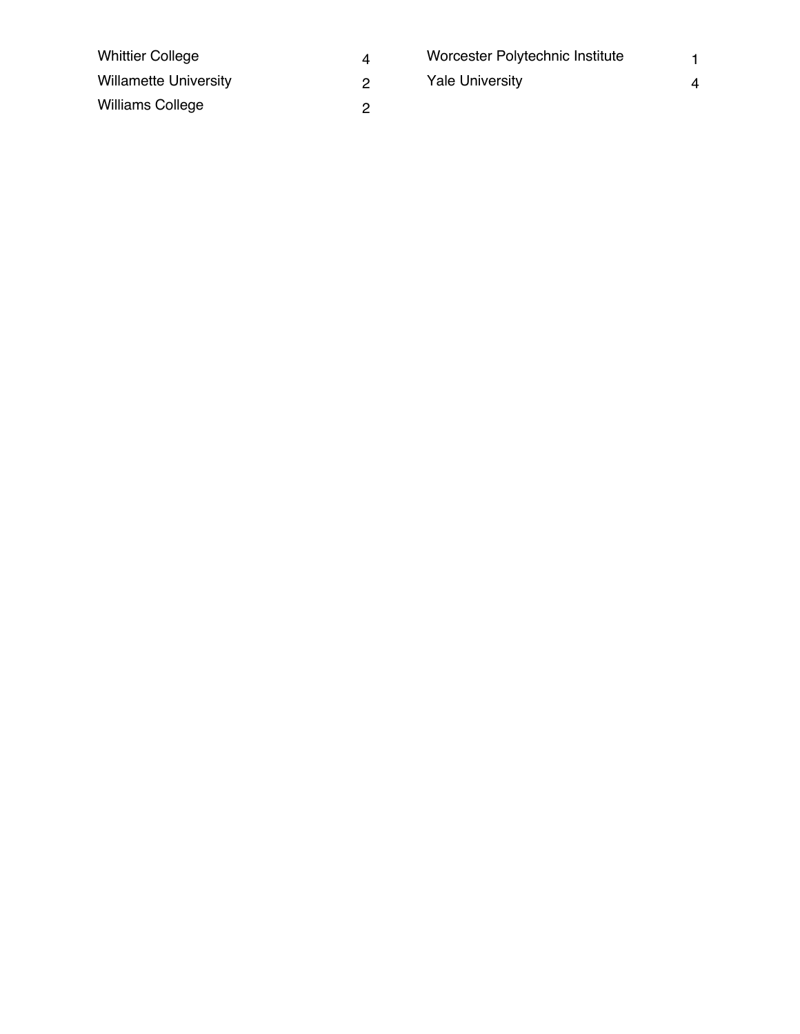| | |
|---|---|
| Whittier College | 4 |
| Willamette University | 2 |
| Williams College | 2 |
| Worcester Polytechnic Institute | 1 |
| Yale University | 4 |